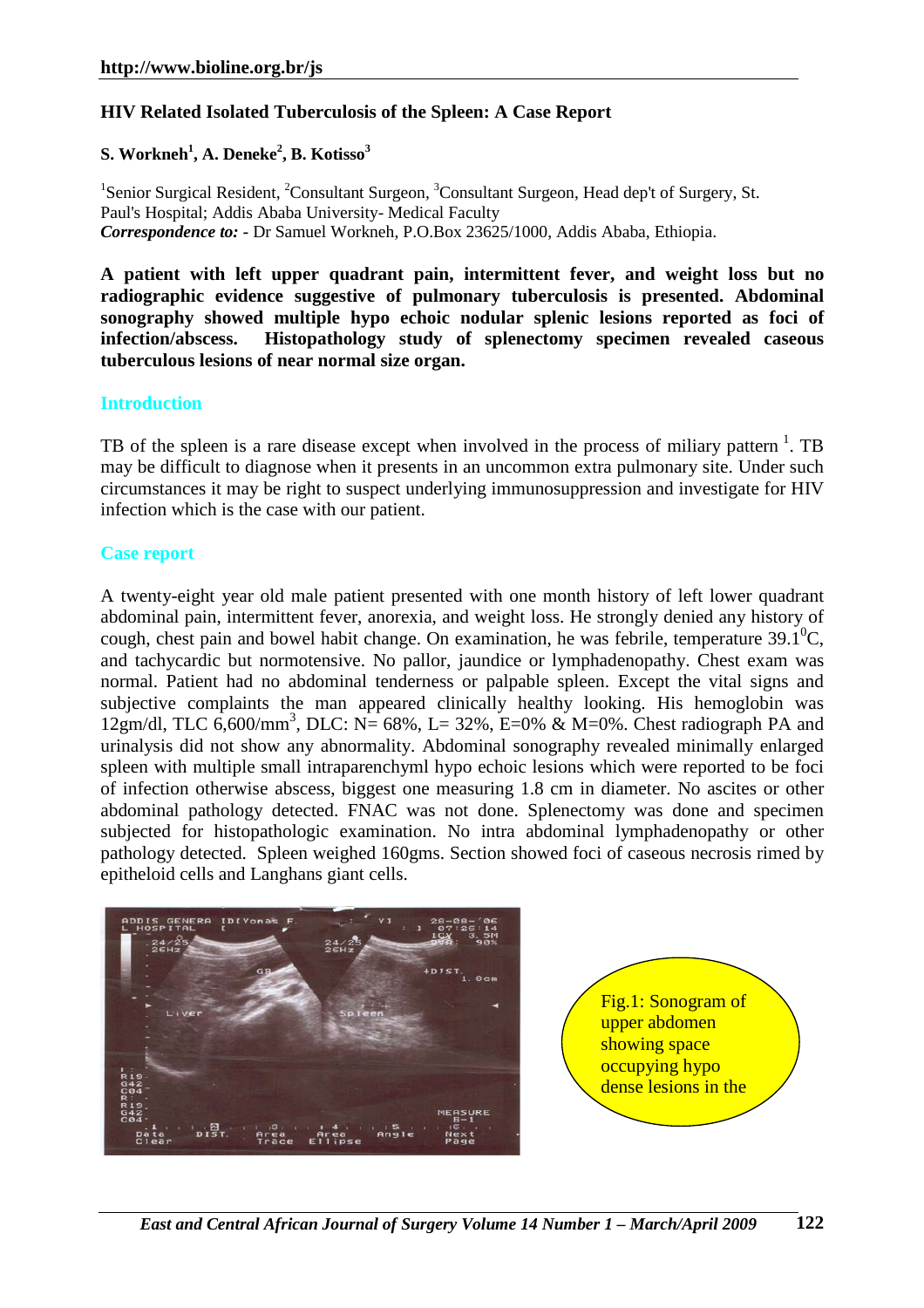**HIV Related Isolated Tuberculosis of the Spleen: A Case Report**

**S. Workneh[1], A. Deneke[2], B. Kotisso[3]**

[1]Senior Surgical Resident, [2]Consultant Surgeon, [3]Consultant Surgeon, Head dep't of Surgery, St. Paul's Hospital; Addis Ababa University- Medical Faculty
***Correspondence to: -*** Dr Samuel Workneh, P.O.Box 23625/1000, Addis Ababa, Ethiopia.

**A patient with left upper quadrant pain, intermittent fever, and weight loss but no radiographic evidence suggestive of pulmonary tuberculosis is presented. Abdominal sonography showed multiple hypo echoic nodular splenic lesions reported as foci of infection/abscess. Histopathology study of splenectomy specimen revealed caseous tuberculous lesions of near normal size organ.**

## Introduction

TB of the spleen is a rare disease except when involved in the process of miliary pattern [1]. TB may be difficult to diagnose when it presents in an uncommon extra pulmonary site. Under such circumstances it may be right to suspect underlying immunosuppression and investigate for HIV infection which is the case with our patient.

## Case report

A twenty-eight year old male patient presented with one month history of left lower quadrant abdominal pain, intermittent fever, anorexia, and weight loss. He strongly denied any history of cough, chest pain and bowel habit change. On examination, he was febrile, temperature $39.1^{0}$C, and tachycardic but normotensive. No pallor, jaundice or lymphadenopathy. Chest exam was normal. Patient had no abdominal tenderness or palpable spleen. Except the vital signs and subjective complaints the man appeared clinically healthy looking. His hemoglobin was 12gm/dl, TLC 6,600/mm$^3$, DLC: N= 68%, L= 32%, E=0% & M=0%. Chest radiograph PA and urinalysis did not show any abnormality. Abdominal sonography revealed minimally enlarged spleen with multiple small intraparenchyml hypo echoic lesions which were reported to be foci of infection otherwise abscess, biggest one measuring 1.8 cm in diameter. No ascites or other abdominal pathology detected. FNAC was not done. Splenectomy was done and specimen subjected for histopathologic examination. No intra abdominal lymphadenopathy or other pathology detected. Spleen weighed 160gms. Section showed foci of caseous necrosis rimed by epitheloid cells and Langhans giant cells.

Fig.1: Sonogram of upper abdomen showing space occupying hypo dense lesions in the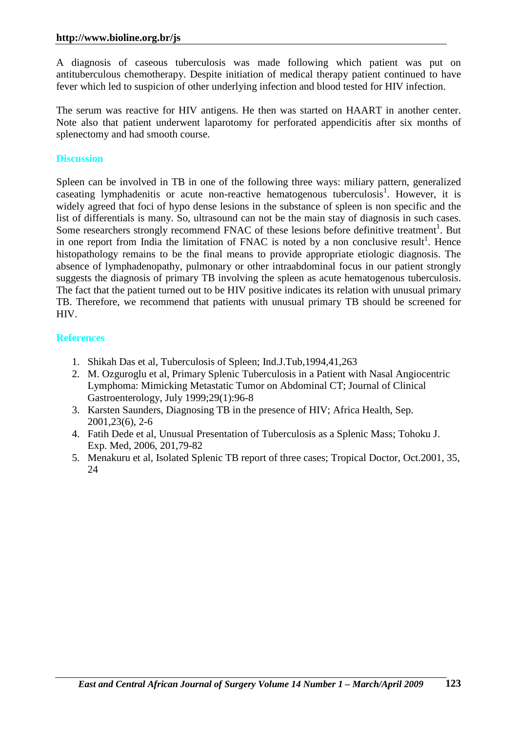A diagnosis of caseous tuberculosis was made following which patient was put on antituberculous chemotherapy. Despite initiation of medical therapy patient continued to have fever which led to suspicion of other underlying infection and blood tested for HIV infection.

The serum was reactive for HIV antigens. He then was started on HAART in another center. Note also that patient underwent laparotomy for perforated appendicitis after six months of splenectomy and had smooth course.

## Discussion

Spleen can be involved in TB in one of the following three ways: miliary pattern, generalized caseating lymphadenitis or acute non-reactive hematogenous tuberculosis[1]. However, it is widely agreed that foci of hypo dense lesions in the substance of spleen is non specific and the list of differentials is many. So, ultrasound can not be the main stay of diagnosis in such cases. Some researchers strongly recommend FNAC of these lesions before definitive treatment[1]. But in one report from India the limitation of FNAC is noted by a non conclusive result[1]. Hence histopathology remains to be the final means to provide appropriate etiologic diagnosis. The absence of lymphadenopathy, pulmonary or other intraabdominal focus in our patient strongly suggests the diagnosis of primary TB involving the spleen as acute hematogenous tuberculosis. The fact that the patient turned out to be HIV positive indicates its relation with unusual primary TB. Therefore, we recommend that patients with unusual primary TB should be screened for HIV.

## References

1. Shikah Das et al, Tuberculosis of Spleen; Ind.J.Tub,1994,41,263
2. M. Ozguroglu et al, Primary Splenic Tuberculosis in a Patient with Nasal Angiocentric Lymphoma: Mimicking Metastatic Tumor on Abdominal CT; Journal of Clinical Gastroenterology, July 1999;29(1):96-8
3. Karsten Saunders, Diagnosing TB in the presence of HIV; Africa Health, Sep. 2001,23(6), 2-6
4. Fatih Dede et al, Unusual Presentation of Tuberculosis as a Splenic Mass; Tohoku J. Exp. Med, 2006, 201,79-82
5. Menakuru et al, Isolated Splenic TB report of three cases; Tropical Doctor, Oct.2001, 35, 24